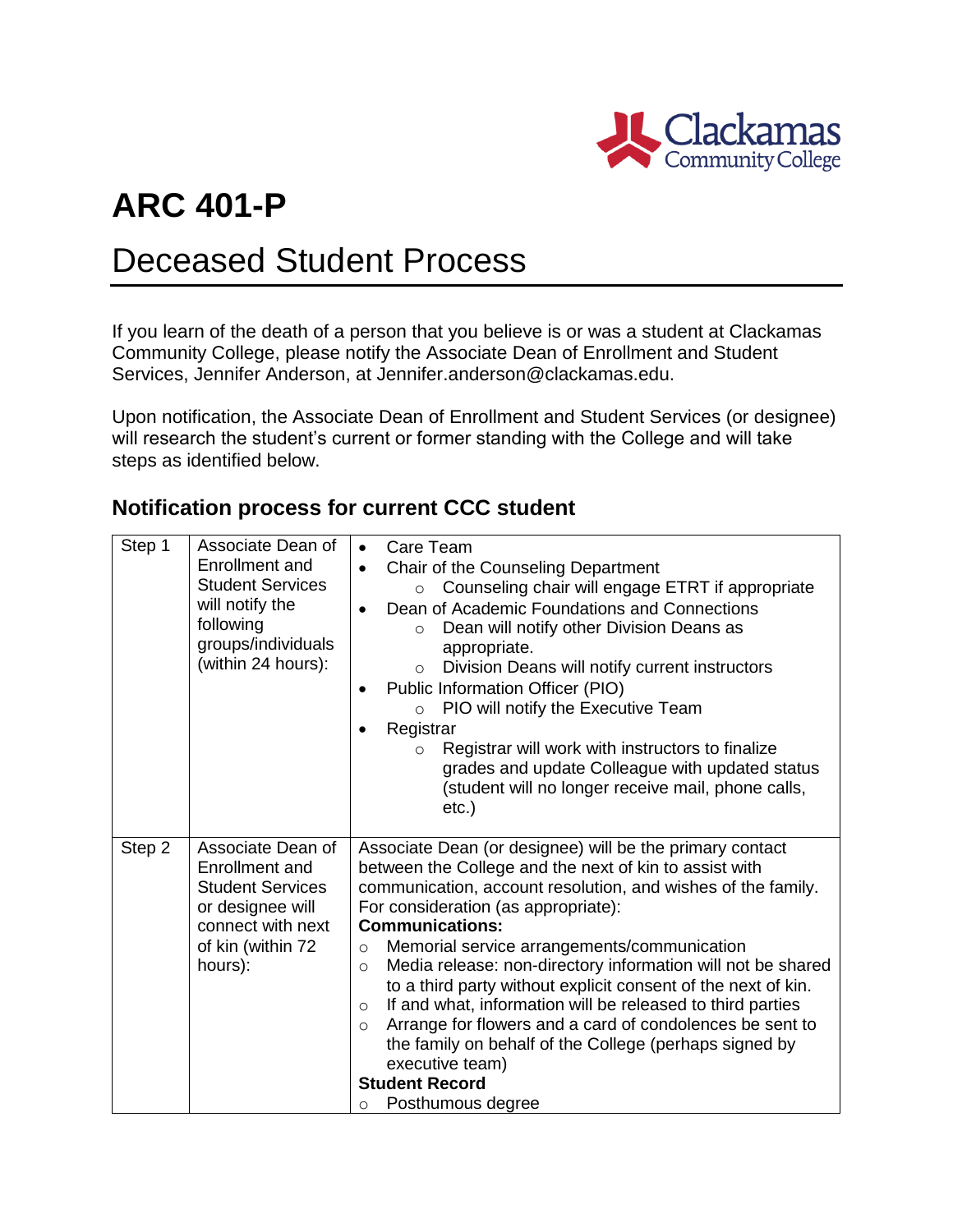# ARC 401-P

# Deceased Student Process

If you learn of the death of a person that you believe is or was a student at Clackamas Community College, please notify the Associate Dean of Enrollment and Student Services, Jennifer Anderson, at Jennifer.anderson@clackamas.edu.

Upon notification, the Associate Dean of Enrollment and Student Services (or designee) will research the student's current or former standing with the College and will take steps as identified below.

## Notification process for current CCC student

| | | |
|---|---|---|
| Step 1 | Associate Dean of Enrollment and Student Services will notify the following groups/individuals (within 24 hours): | • Care Team<br>• Chair of the Counseling Department<br>  ○ Counseling chair will engage ETRT if appropriate<br>• Dean of Academic Foundations and Connections<br>  ○ Dean will notify other Division Deans as appropriate.<br>  ○ Division Deans will notify current instructors<br>• Public Information Officer (PIO)<br>  ○ PIO will notify the Executive Team<br>• Registrar<br>  ○ Registrar will work with instructors to finalize grades and update Colleague with updated status (student will no longer receive mail, phone calls, etc.) |
| Step 2 | Associate Dean of Enrollment and Student Services or designee will connect with next of kin (within 72 hours): | Associate Dean (or designee) will be the primary contact between the College and the next of kin to assist with communication, account resolution, and wishes of the family. For consideration (as appropriate):<br>**Communications:**<br>○ Memorial service arrangements/communication<br>○ Media release: non-directory information will not be shared to a third party without explicit consent of the next of kin.<br>○ If and what, information will be released to third parties<br>○ Arrange for flowers and a card of condolences be sent to the family on behalf of the College (perhaps signed by executive team)<br>**Student Record**<br>○ Posthumous degree |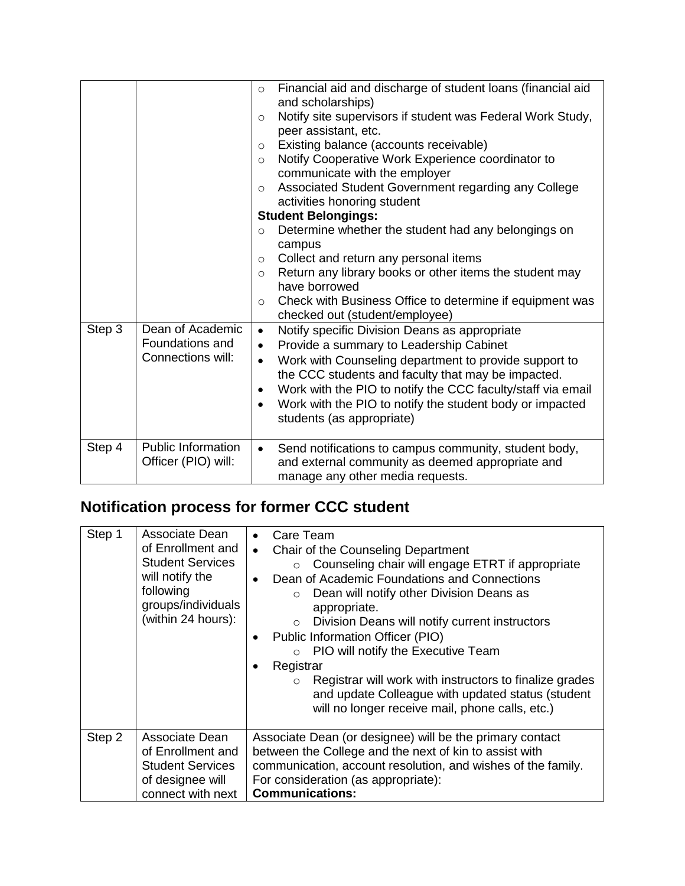| | | |
|---|---|---|
| | | ○ Financial aid and discharge of student loans (financial aid and scholarships)<br>○ Notify site supervisors if student was Federal Work Study, peer assistant, etc.<br>○ Existing balance (accounts receivable)<br>○ Notify Cooperative Work Experience coordinator to communicate with the employer<br>○ Associated Student Government regarding any College activities honoring student<br>**Student Belongings:**<br>○ Determine whether the student had any belongings on campus<br>○ Collect and return any personal items<br>○ Return any library books or other items the student may have borrowed<br>○ Check with Business Office to determine if equipment was checked out (student/employee) |
| Step 3 | Dean of Academic Foundations and Connections will: | • Notify specific Division Deans as appropriate<br>• Provide a summary to Leadership Cabinet<br>• Work with Counseling department to provide support to the CCC students and faculty that may be impacted.<br>• Work with the PIO to notify the CCC faculty/staff via email<br>• Work with the PIO to notify the student body or impacted students (as appropriate) |
| Step 4 | Public Information Officer (PIO) will: | • Send notifications to campus community, student body, and external community as deemed appropriate and manage any other media requests. |

## Notification process for former CCC student

| | | |
|---|---|---|
| Step 1 | Associate Dean of Enrollment and Student Services will notify the following groups/individuals (within 24 hours): | • Care Team<br>• Chair of the Counseling Department<br>  ○ Counseling chair will engage ETRT if appropriate<br>• Dean of Academic Foundations and Connections<br>  ○ Dean will notify other Division Deans as appropriate.<br>  ○ Division Deans will notify current instructors<br>• Public Information Officer (PIO)<br>  ○ PIO will notify the Executive Team<br>• Registrar<br>  ○ Registrar will work with instructors to finalize grades and update Colleague with updated status (student will no longer receive mail, phone calls, etc.) |
| Step 2 | Associate Dean of Enrollment and Student Services of designee will connect with next | Associate Dean (or designee) will be the primary contact between the College and the next of kin to assist with communication, account resolution, and wishes of the family. For consideration (as appropriate):<br>**Communications:** |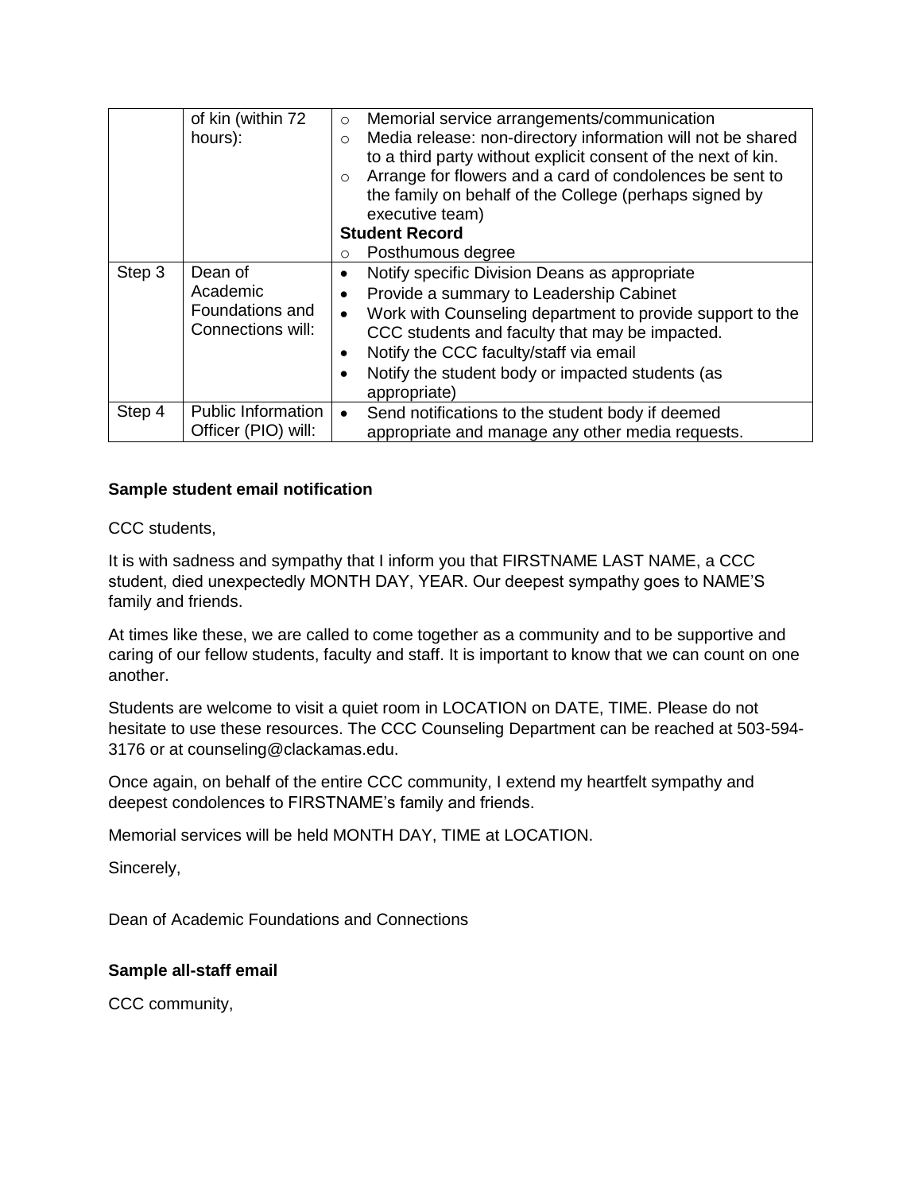| | | |
|---|---|---|
| | of kin (within 72 hours): | ○ Memorial service arrangements/communication<br>○ Media release: non-directory information will not be shared to a third party without explicit consent of the next of kin.<br>○ Arrange for flowers and a card of condolences be sent to the family on behalf of the College (perhaps signed by executive team)<br>**Student Record**<br>○ Posthumous degree |
| Step 3 | Dean of Academic Foundations and Connections will: | • Notify specific Division Deans as appropriate<br>• Provide a summary to Leadership Cabinet<br>• Work with Counseling department to provide support to the CCC students and faculty that may be impacted.<br>• Notify the CCC faculty/staff via email<br>• Notify the student body or impacted students (as appropriate) |
| Step 4 | Public Information Officer (PIO) will: | • Send notifications to the student body if deemed appropriate and manage any other media requests. |

**Sample student email notification**

CCC students,

It is with sadness and sympathy that I inform you that FIRSTNAME LAST NAME, a CCC student, died unexpectedly MONTH DAY, YEAR. Our deepest sympathy goes to NAME'S family and friends.

At times like these, we are called to come together as a community and to be supportive and caring of our fellow students, faculty and staff. It is important to know that we can count on one another.

Students are welcome to visit a quiet room in LOCATION on DATE, TIME. Please do not hesitate to use these resources. The CCC Counseling Department can be reached at 503-594-3176 or at counseling@clackamas.edu.

Once again, on behalf of the entire CCC community, I extend my heartfelt sympathy and deepest condolences to FIRSTNAME's family and friends.

Memorial services will be held MONTH DAY, TIME at LOCATION.

Sincerely,

Dean of Academic Foundations and Connections

**Sample all-staff email**

CCC community,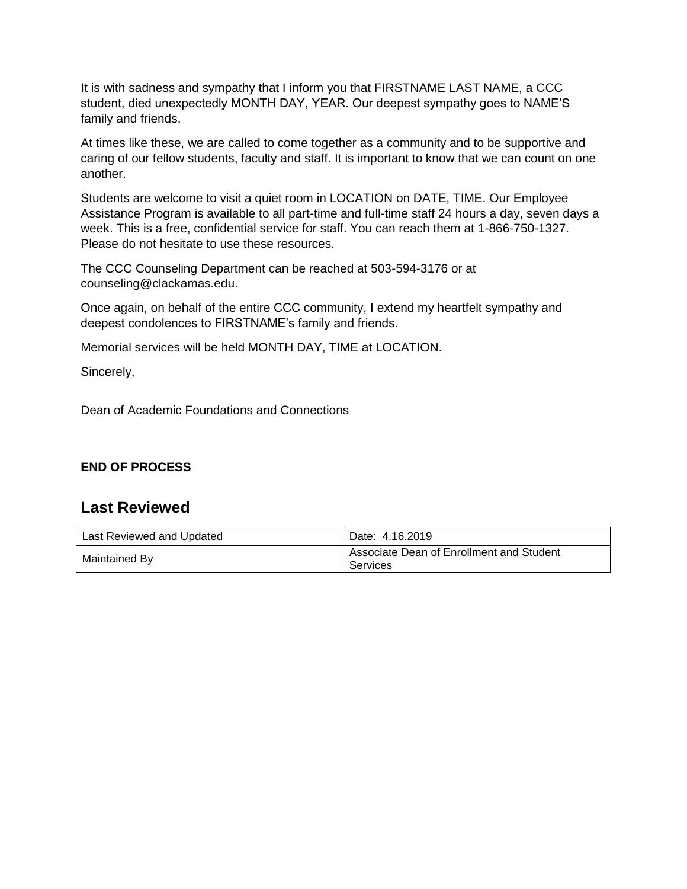It is with sadness and sympathy that I inform you that FIRSTNAME LAST NAME, a CCC student, died unexpectedly MONTH DAY, YEAR. Our deepest sympathy goes to NAME'S family and friends.

At times like these, we are called to come together as a community and to be supportive and caring of our fellow students, faculty and staff. It is important to know that we can count on one another.

Students are welcome to visit a quiet room in LOCATION on DATE, TIME. Our Employee Assistance Program is available to all part-time and full-time staff 24 hours a day, seven days a week. This is a free, confidential service for staff. You can reach them at 1-866-750-1327. Please do not hesitate to use these resources.

The CCC Counseling Department can be reached at 503-594-3176 or at counseling@clackamas.edu.

Once again, on behalf of the entire CCC community, I extend my heartfelt sympathy and deepest condolences to FIRSTNAME's family and friends.

Memorial services will be held MONTH DAY, TIME at LOCATION.

Sincerely,

Dean of Academic Foundations and Connections

**END OF PROCESS**

## Last Reviewed

| | |
|---|---|
| Last Reviewed and Updated | Date: 4.16.2019 |
| Maintained By | Associate Dean of Enrollment and Student Services |